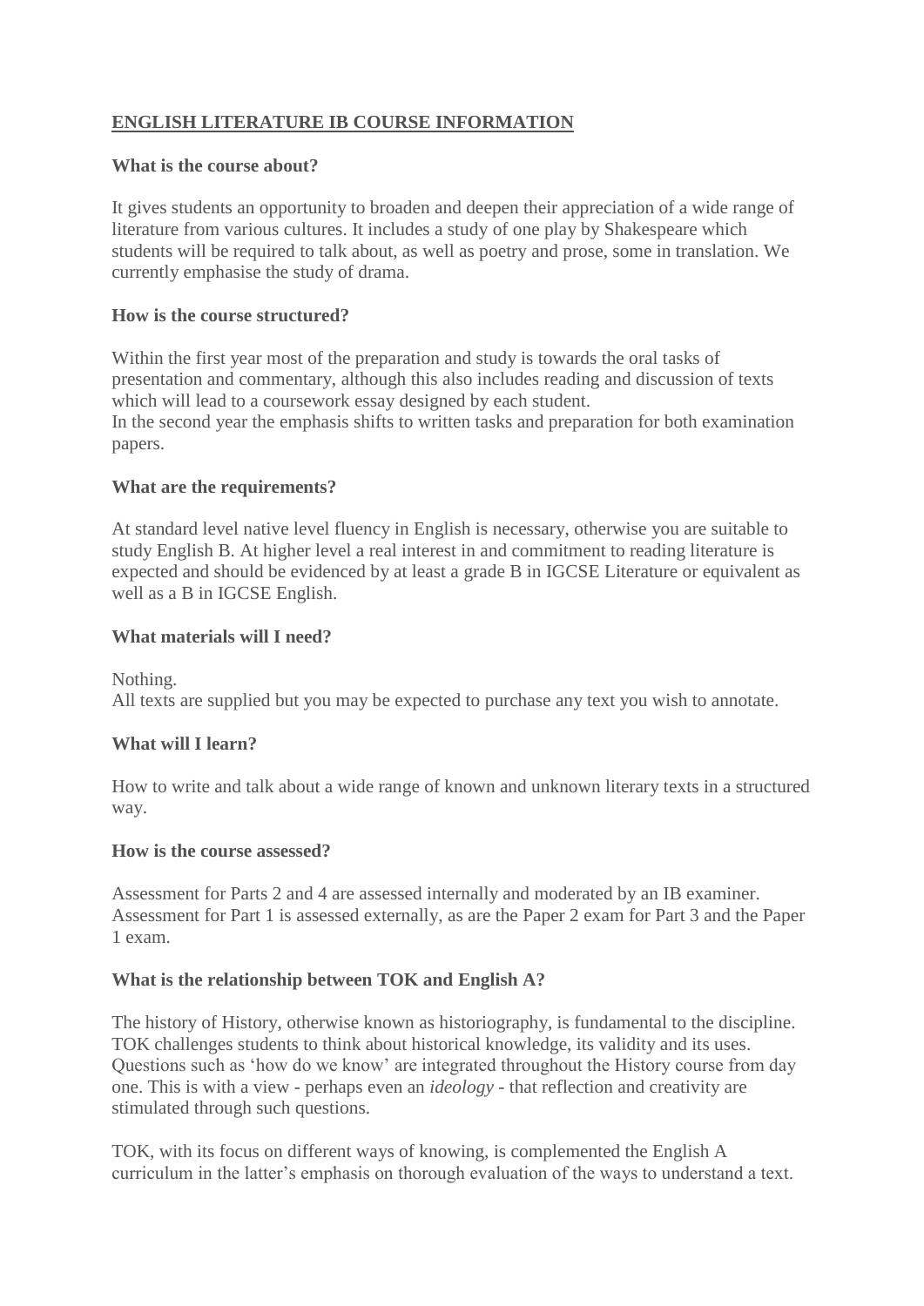# ENGLISH LITERATURE IB COURSE INFORMATION

## What is the course about?

It gives students an opportunity to broaden and deepen their appreciation of a wide range of literature from various cultures. It includes a study of one play by Shakespeare which students will be required to talk about, as well as poetry and prose, some in translation. We currently emphasise the study of drama.

## How is the course structured?

Within the first year most of the preparation and study is towards the oral tasks of presentation and commentary, although this also includes reading and discussion of texts which will lead to a coursework essay designed by each student.
In the second year the emphasis shifts to written tasks and preparation for both examination papers.

## What are the requirements?

At standard level native level fluency in English is necessary, otherwise you are suitable to study English B. At higher level a real interest in and commitment to reading literature is expected and should be evidenced by at least a grade B in IGCSE Literature or equivalent as well as a B in IGCSE English.

## What materials will I need?

Nothing.
All texts are supplied but you may be expected to purchase any text you wish to annotate.

## What will I learn?

How to write and talk about a wide range of known and unknown literary texts in a structured way.

## How is the course assessed?

Assessment for Parts 2 and 4 are assessed internally and moderated by an IB examiner. Assessment for Part 1 is assessed externally, as are the Paper 2 exam for Part 3 and the Paper 1 exam.

## What is the relationship between TOK and English A?

The history of History, otherwise known as historiography, is fundamental to the discipline. TOK challenges students to think about historical knowledge, its validity and its uses. Questions such as 'how do we know' are integrated throughout the History course from day one. This is with a view - perhaps even an *ideology* - that reflection and creativity are stimulated through such questions.

TOK, with its focus on different ways of knowing, is complemented the English A curriculum in the latter's emphasis on thorough evaluation of the ways to understand a text.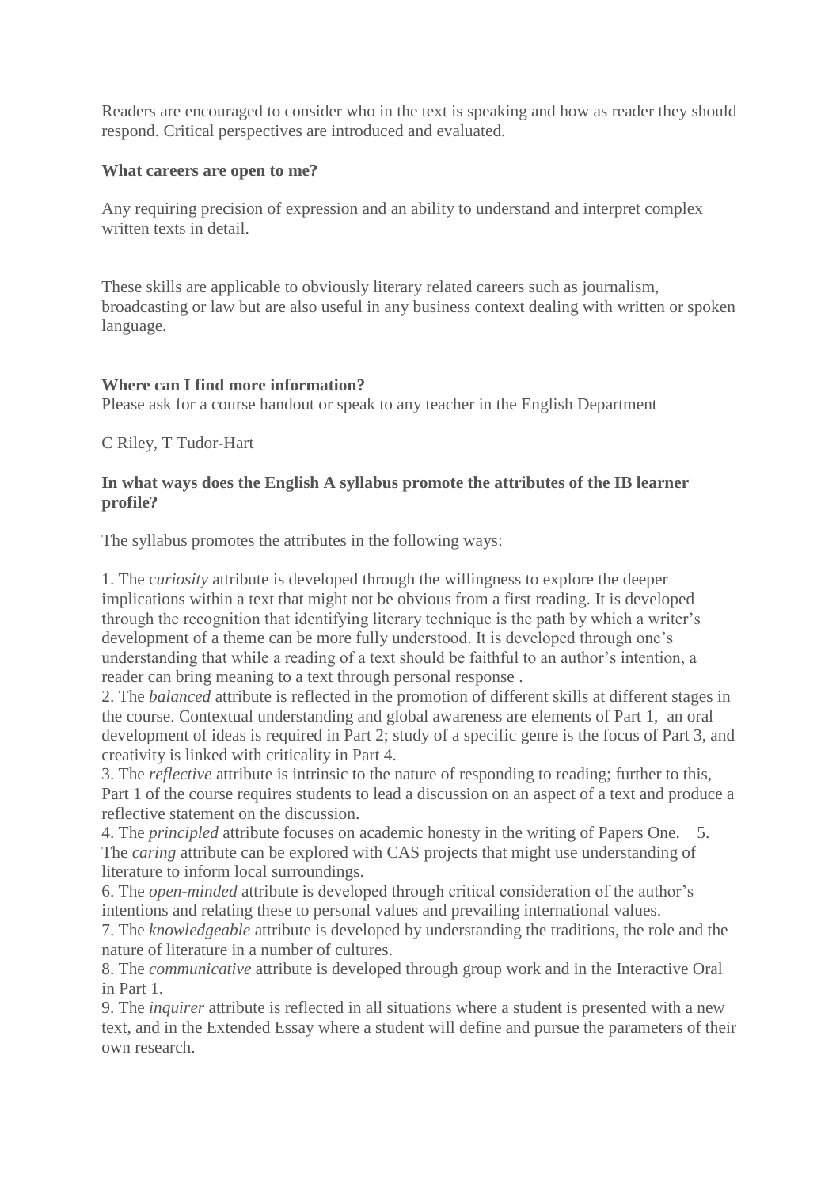Readers are encouraged to consider who in the text is speaking and how as reader they should respond. Critical perspectives are introduced and evaluated.

**What careers are open to me?**

Any requiring precision of expression and an ability to understand and interpret complex written texts in detail.

These skills are applicable to obviously literary related careers such as journalism, broadcasting or law but are also useful in any business context dealing with written or spoken language.

**Where can I find more information?**
Please ask for a course handout or speak to any teacher in the English Department

C Riley, T Tudor-Hart

**In what ways does the English A syllabus promote the attributes of the IB learner profile?**

The syllabus promotes the attributes in the following ways:

1. The c*uriosity* attribute is developed through the willingness to explore the deeper implications within a text that might not be obvious from a first reading. It is developed through the recognition that identifying literary technique is the path by which a writer's development of a theme can be more fully understood. It is developed through one's understanding that while a reading of a text should be faithful to an author's intention, a reader can bring meaning to a text through personal response .
2. The *balanced* attribute is reflected in the promotion of different skills at different stages in the course. Contextual understanding and global awareness are elements of Part 1, an oral development of ideas is required in Part 2; study of a specific genre is the focus of Part 3, and creativity is linked with criticality in Part 4.
3. The *reflective* attribute is intrinsic to the nature of responding to reading; further to this, Part 1 of the course requires students to lead a discussion on an aspect of a text and produce a reflective statement on the discussion.
4. The *principled* attribute focuses on academic honesty in the writing of Papers One.
5. The *caring* attribute can be explored with CAS projects that might use understanding of literature to inform local surroundings.
6. The *open-minded* attribute is developed through critical consideration of the author's intentions and relating these to personal values and prevailing international values.
7. The *knowledgeable* attribute is developed by understanding the traditions, the role and the nature of literature in a number of cultures.
8. The *communicative* attribute is developed through group work and in the Interactive Oral in Part 1.
9. The *inquirer* attribute is reflected in all situations where a student is presented with a new text, and in the Extended Essay where a student will define and pursue the parameters of their own research.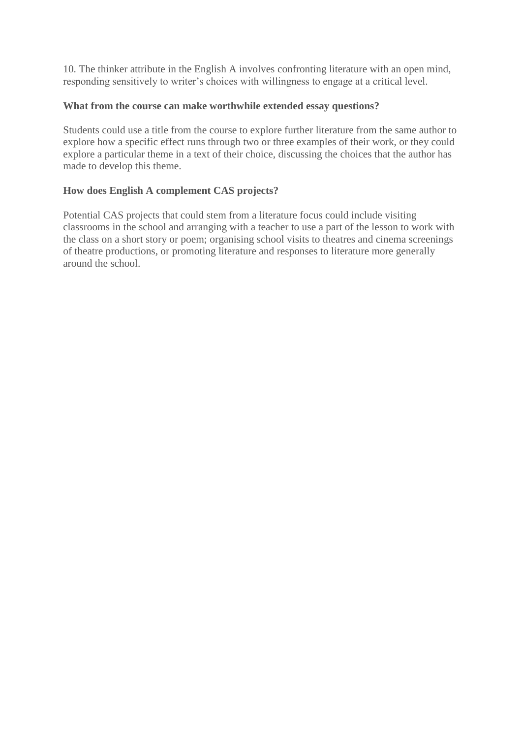10. The thinker attribute in the English A involves confronting literature with an open mind, responding sensitively to writer's choices with willingness to engage at a critical level.

**What from the course can make worthwhile extended essay questions?**

Students could use a title from the course to explore further literature from the same author to explore how a specific effect runs through two or three examples of their work, or they could explore a particular theme in a text of their choice, discussing the choices that the author has made to develop this theme.

**How does English A complement CAS projects?**

Potential CAS projects that could stem from a literature focus could include visiting classrooms in the school and arranging with a teacher to use a part of the lesson to work with the class on a short story or poem; organising school visits to theatres and cinema screenings of theatre productions, or promoting literature and responses to literature more generally around the school.